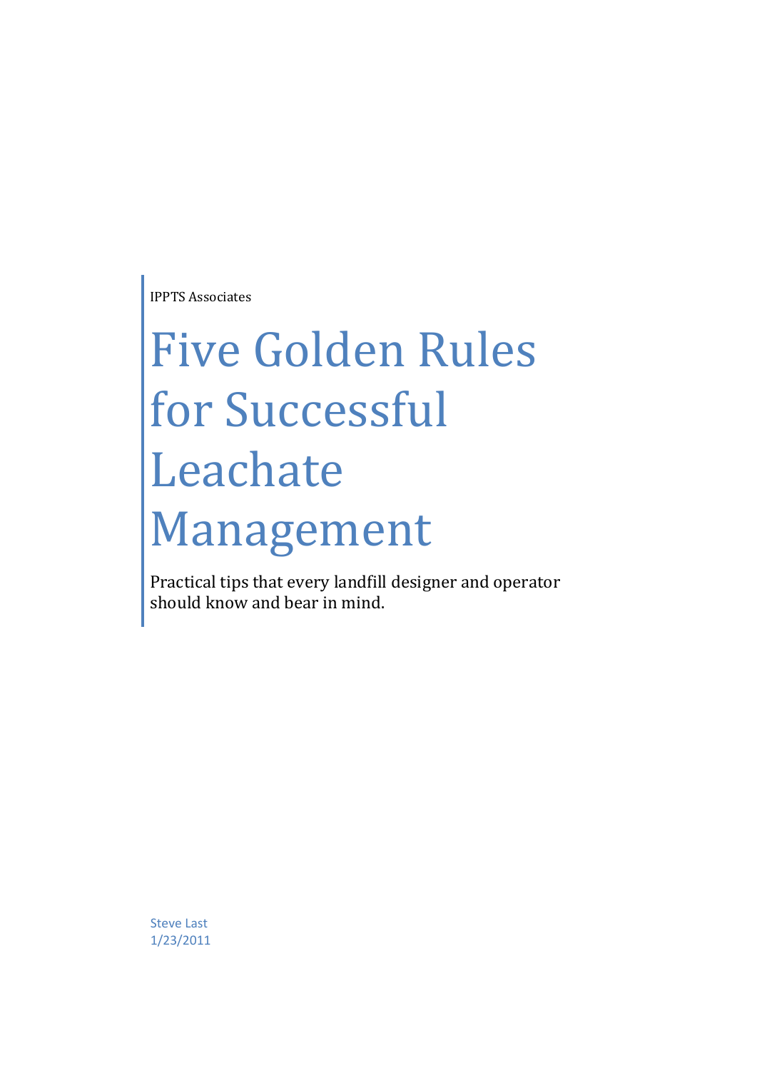IPPTS Associates

# Five Golden Rules for Successful Leachate Management

Practical tips that every landfill designer and operator should know and bear in mind.

Steve Last
1/23/2011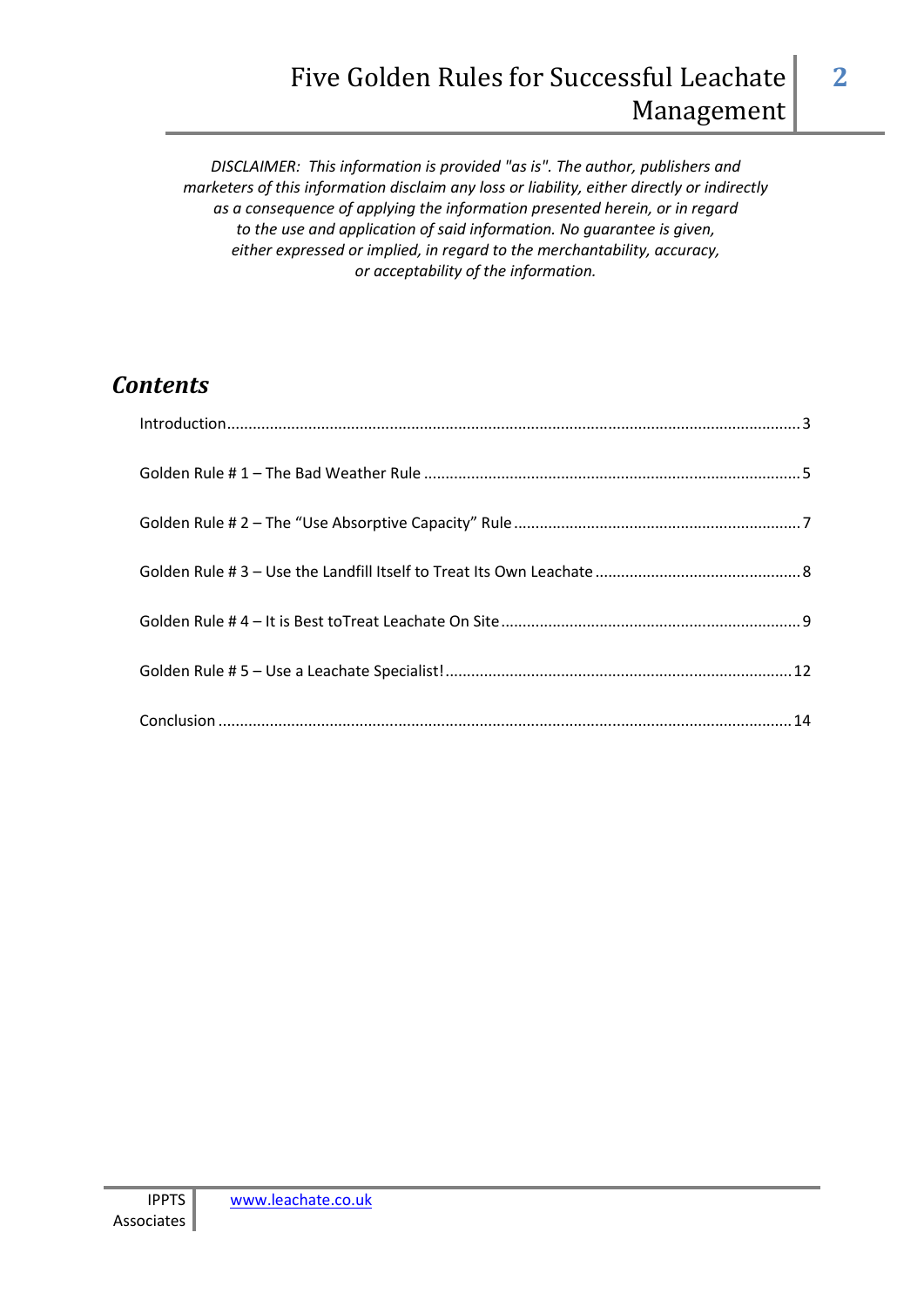*DISCLAIMER: This information is provided "as is". The author, publishers and marketers of this information disclaim any loss or liability, either directly or indirectly as a consequence of applying the information presented herein, or in regard to the use and application of said information. No guarantee is given, either expressed or implied, in regard to the merchantability, accuracy, or acceptability of the information.*

## *Contents*

Introduction .................................................................................................................................... 3

Golden Rule # 1 – The Bad Weather Rule ...................................................................................... 5

Golden Rule # 2 – The "Use Absorptive Capacity" Rule .................................................................. 7

Golden Rule # 3 – Use the Landfill Itself to Treat Its Own Leachate ............................................... 8

Golden Rule # 4 – It is Best toTreat Leachate On Site ..................................................................... 9

Golden Rule # 5 – Use a Leachate Specialist! ................................................................................ 12

Conclusion ................................................................................................................................... 14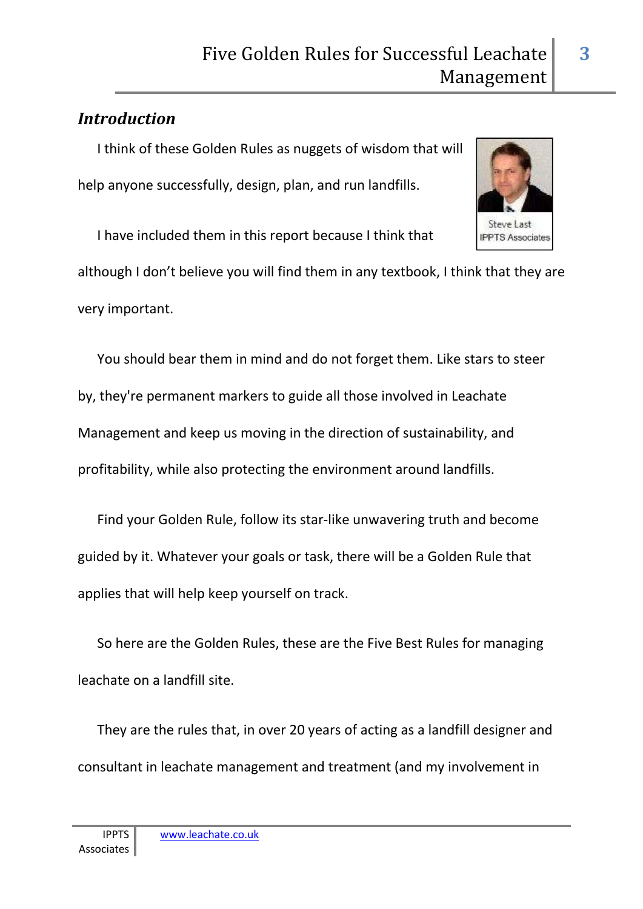## *Introduction*

I think of these Golden Rules as nuggets of wisdom that will help anyone successfully, design, plan, and run landfills.

Steve Last
IPPTS Associates

I have included them in this report because I think that although I don't believe you will find them in any textbook, I think that they are very important.

You should bear them in mind and do not forget them. Like stars to steer by, they're permanent markers to guide all those involved in Leachate Management and keep us moving in the direction of sustainability, and profitability, while also protecting the environment around landfills.

Find your Golden Rule, follow its star-like unwavering truth and become guided by it. Whatever your goals or task, there will be a Golden Rule that applies that will help keep yourself on track.

So here are the Golden Rules, these are the Five Best Rules for managing leachate on a landfill site.

They are the rules that, in over 20 years of acting as a landfill designer and consultant in leachate management and treatment (and my involvement in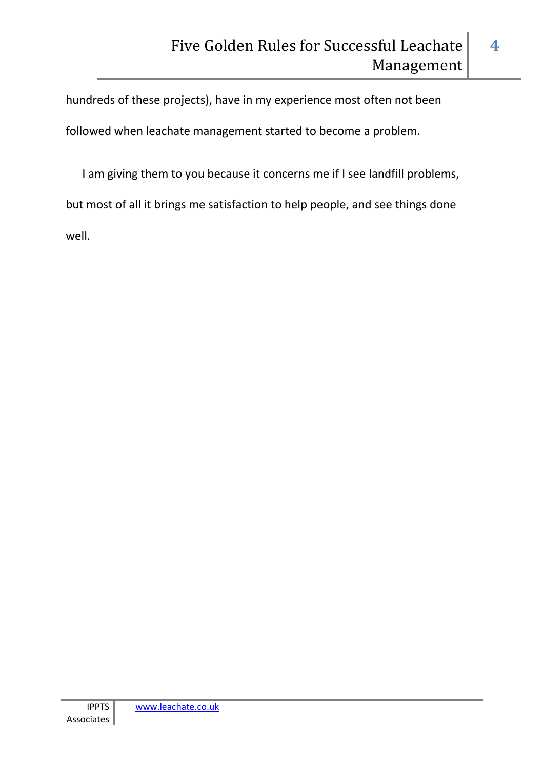hundreds of these projects), have in my experience most often not been followed when leachate management started to become a problem.

I am giving them to you because it concerns me if I see landfill problems, but most of all it brings me satisfaction to help people, and see things done well.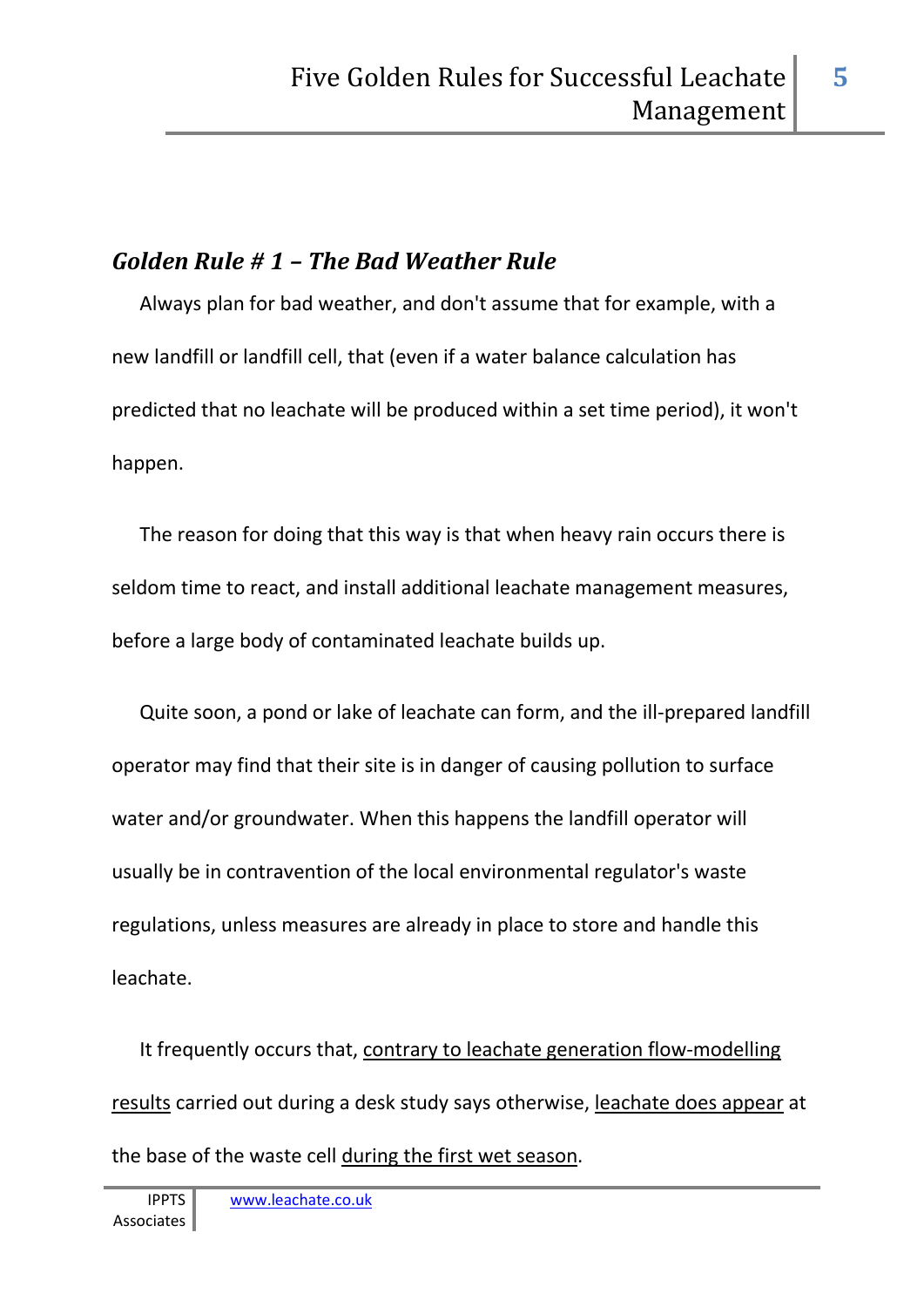## *Golden Rule # 1 – The Bad Weather Rule*

Always plan for bad weather, and don't assume that for example, with a new landfill or landfill cell, that (even if a water balance calculation has predicted that no leachate will be produced within a set time period), it won't happen.

The reason for doing that this way is that when heavy rain occurs there is seldom time to react, and install additional leachate management measures, before a large body of contaminated leachate builds up.

Quite soon, a pond or lake of leachate can form, and the ill-prepared landfill operator may find that their site is in danger of causing pollution to surface water and/or groundwater. When this happens the landfill operator will usually be in contravention of the local environmental regulator's waste regulations, unless measures are already in place to store and handle this leachate.

It frequently occurs that, <u>contrary to leachate generation flow-modelling results</u> carried out during a desk study says otherwise, <u>leachate does appear</u> at the base of the waste cell <u>during the first wet season</u>.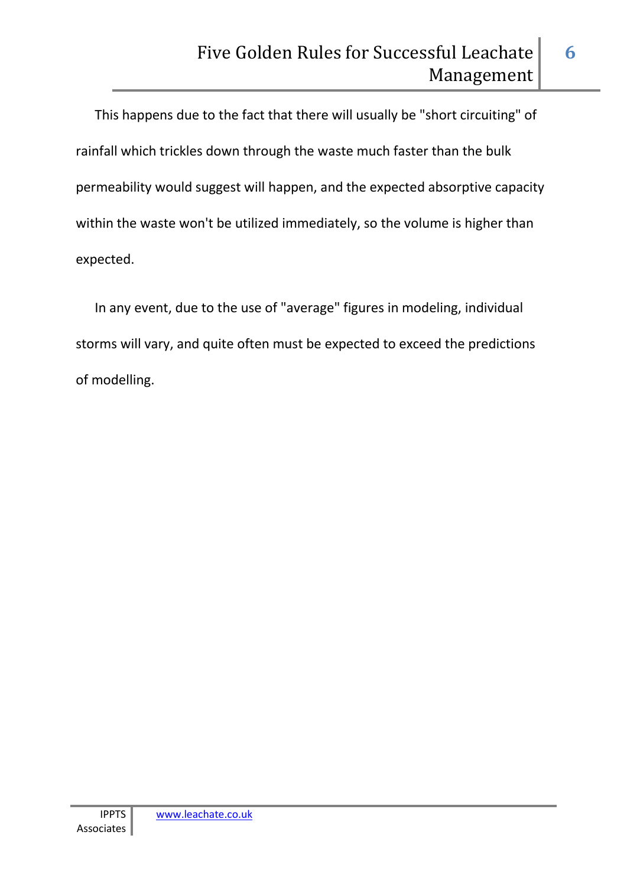This happens due to the fact that there will usually be "short circuiting" of rainfall which trickles down through the waste much faster than the bulk permeability would suggest will happen, and the expected absorptive capacity within the waste won't be utilized immediately, so the volume is higher than expected.

In any event, due to the use of "average" figures in modeling, individual storms will vary, and quite often must be expected to exceed the predictions of modelling.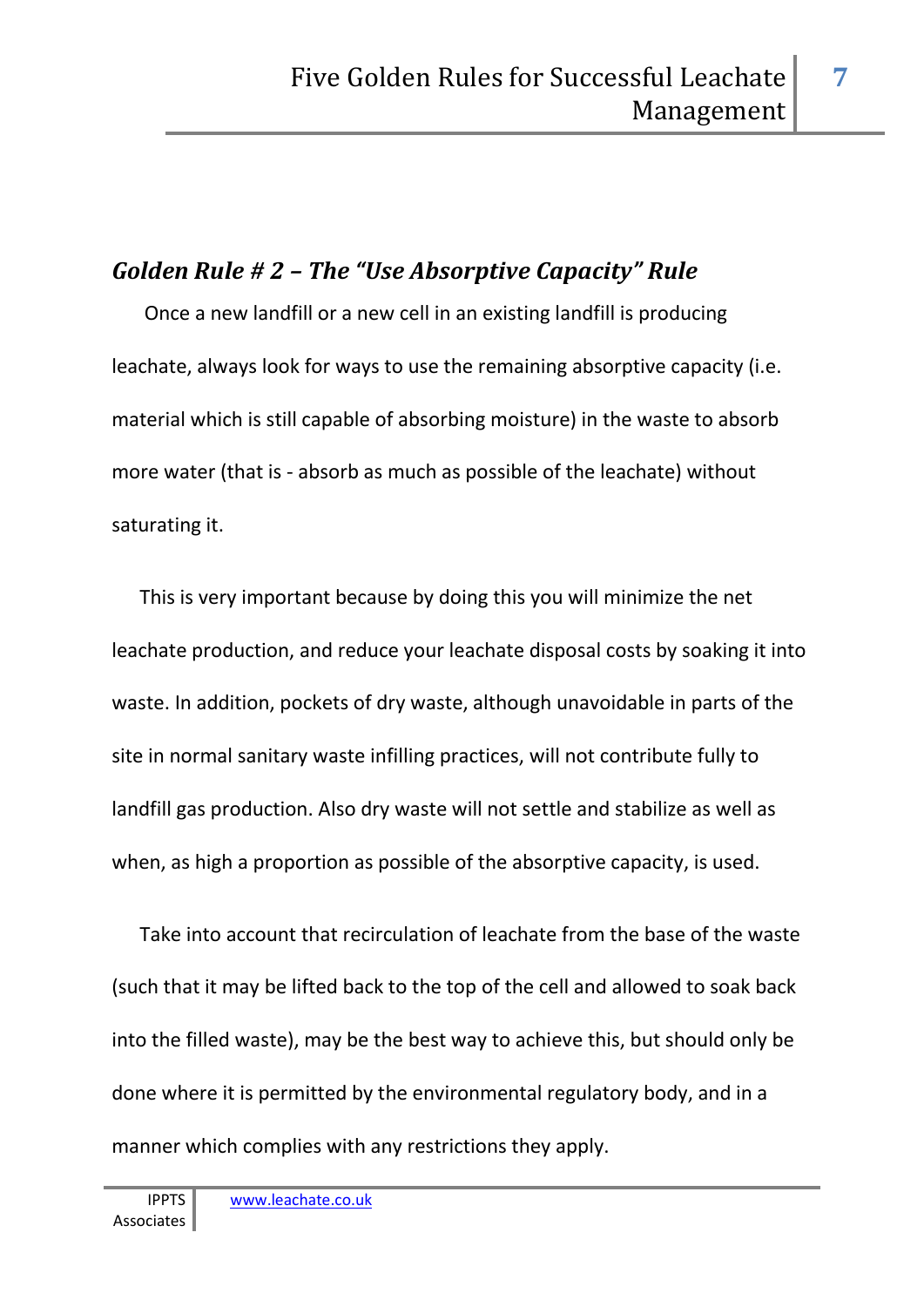## *Golden Rule # 2 – The "Use Absorptive Capacity" Rule*

Once a new landfill or a new cell in an existing landfill is producing leachate, always look for ways to use the remaining absorptive capacity (i.e. material which is still capable of absorbing moisture) in the waste to absorb more water (that is - absorb as much as possible of the leachate) without saturating it.

This is very important because by doing this you will minimize the net leachate production, and reduce your leachate disposal costs by soaking it into waste. In addition, pockets of dry waste, although unavoidable in parts of the site in normal sanitary waste infilling practices, will not contribute fully to landfill gas production. Also dry waste will not settle and stabilize as well as when, as high a proportion as possible of the absorptive capacity, is used.

Take into account that recirculation of leachate from the base of the waste (such that it may be lifted back to the top of the cell and allowed to soak back into the filled waste), may be the best way to achieve this, but should only be done where it is permitted by the environmental regulatory body, and in a manner which complies with any restrictions they apply.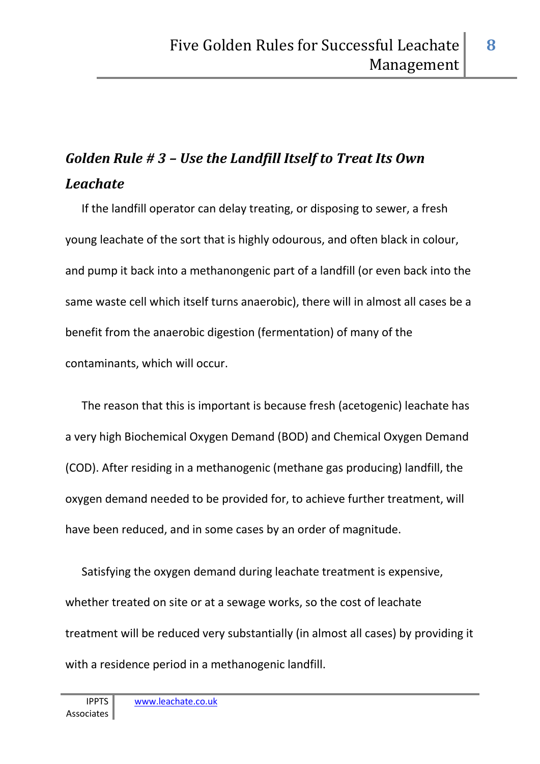## *Golden Rule # 3 – Use the Landfill Itself to Treat Its Own Leachate*

If the landfill operator can delay treating, or disposing to sewer, a fresh young leachate of the sort that is highly odourous, and often black in colour, and pump it back into a methanongenic part of a landfill (or even back into the same waste cell which itself turns anaerobic), there will in almost all cases be a benefit from the anaerobic digestion (fermentation) of many of the contaminants, which will occur.

The reason that this is important is because fresh (acetogenic) leachate has a very high Biochemical Oxygen Demand (BOD) and Chemical Oxygen Demand (COD). After residing in a methanogenic (methane gas producing) landfill, the oxygen demand needed to be provided for, to achieve further treatment, will have been reduced, and in some cases by an order of magnitude.

Satisfying the oxygen demand during leachate treatment is expensive, whether treated on site or at a sewage works, so the cost of leachate treatment will be reduced very substantially (in almost all cases) by providing it with a residence period in a methanogenic landfill.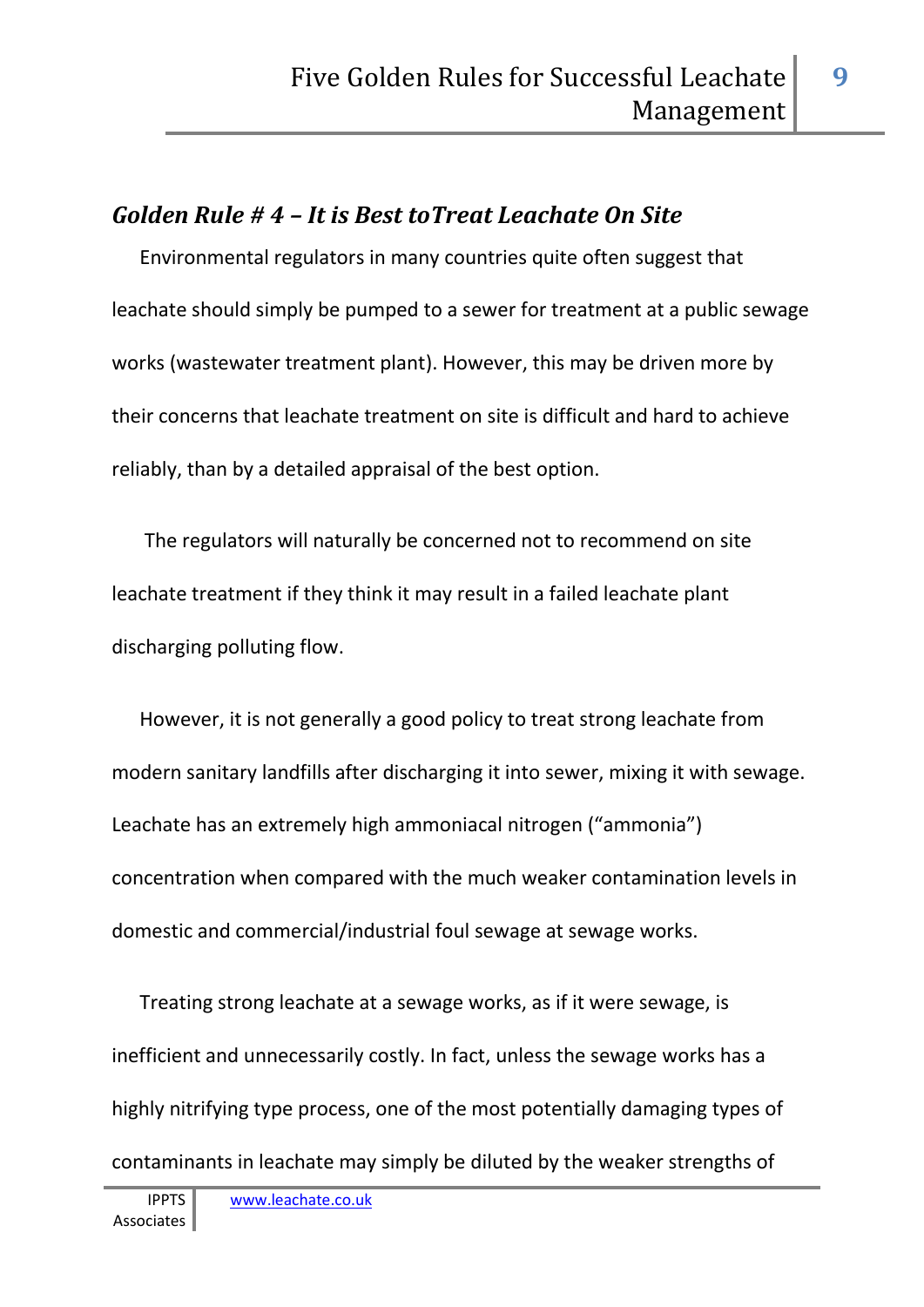## *Golden Rule # 4 – It is Best toTreat Leachate On Site*

Environmental regulators in many countries quite often suggest that leachate should simply be pumped to a sewer for treatment at a public sewage works (wastewater treatment plant). However, this may be driven more by their concerns that leachate treatment on site is difficult and hard to achieve reliably, than by a detailed appraisal of the best option.

The regulators will naturally be concerned not to recommend on site leachate treatment if they think it may result in a failed leachate plant discharging polluting flow.

However, it is not generally a good policy to treat strong leachate from modern sanitary landfills after discharging it into sewer, mixing it with sewage. Leachate has an extremely high ammoniacal nitrogen ("ammonia") concentration when compared with the much weaker contamination levels in domestic and commercial/industrial foul sewage at sewage works.

Treating strong leachate at a sewage works, as if it were sewage, is inefficient and unnecessarily costly. In fact, unless the sewage works has a highly nitrifying type process, one of the most potentially damaging types of contaminants in leachate may simply be diluted by the weaker strengths of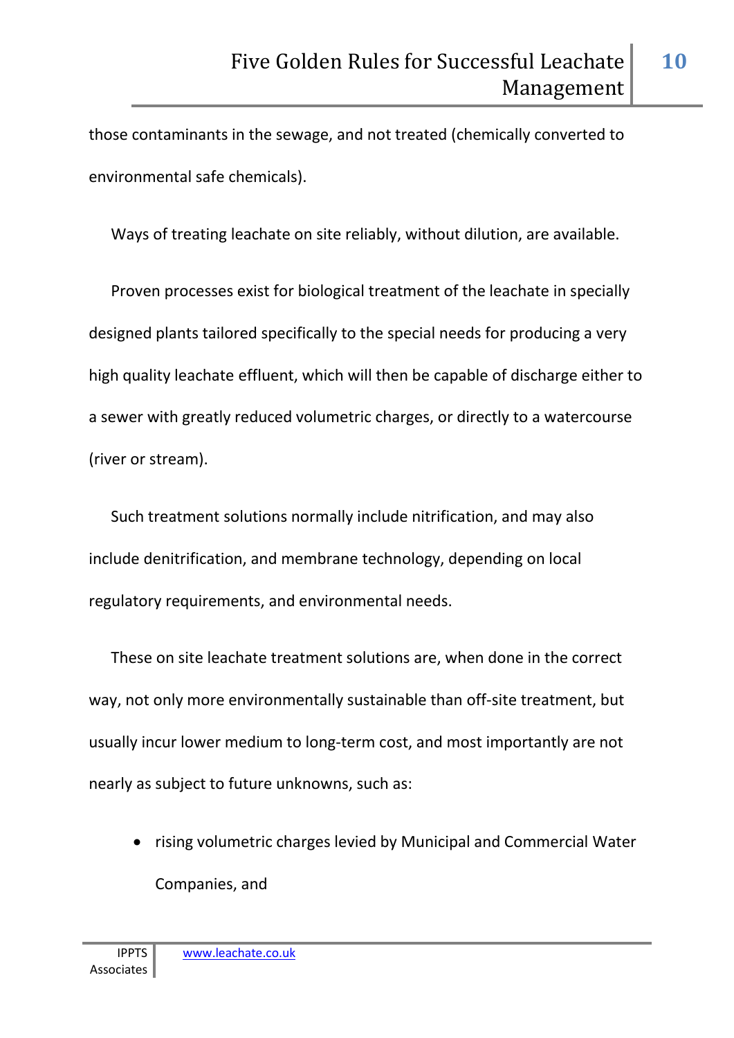those contaminants in the sewage, and not treated (chemically converted to environmental safe chemicals).

Ways of treating leachate on site reliably, without dilution, are available.

Proven processes exist for biological treatment of the leachate in specially designed plants tailored specifically to the special needs for producing a very high quality leachate effluent, which will then be capable of discharge either to a sewer with greatly reduced volumetric charges, or directly to a watercourse (river or stream).

Such treatment solutions normally include nitrification, and may also include denitrification, and membrane technology, depending on local regulatory requirements, and environmental needs.

These on site leachate treatment solutions are, when done in the correct way, not only more environmentally sustainable than off-site treatment, but usually incur lower medium to long-term cost, and most importantly are not nearly as subject to future unknowns, such as:

- rising volumetric charges levied by Municipal and Commercial Water Companies, and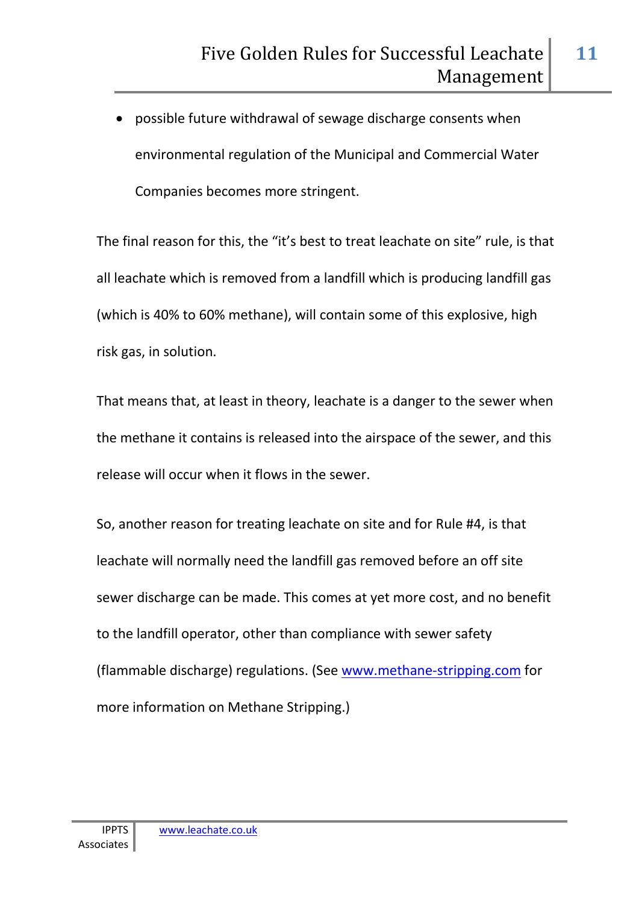- possible future withdrawal of sewage discharge consents when environmental regulation of the Municipal and Commercial Water Companies becomes more stringent.

The final reason for this, the "it's best to treat leachate on site" rule, is that all leachate which is removed from a landfill which is producing landfill gas (which is 40% to 60% methane), will contain some of this explosive, high risk gas, in solution.

That means that, at least in theory, leachate is a danger to the sewer when the methane it contains is released into the airspace of the sewer, and this release will occur when it flows in the sewer.

So, another reason for treating leachate on site and for Rule #4, is that leachate will normally need the landfill gas removed before an off site sewer discharge can be made. This comes at yet more cost, and no benefit to the landfill operator, other than compliance with sewer safety (flammable discharge) regulations. (See www.methane-stripping.com for more information on Methane Stripping.)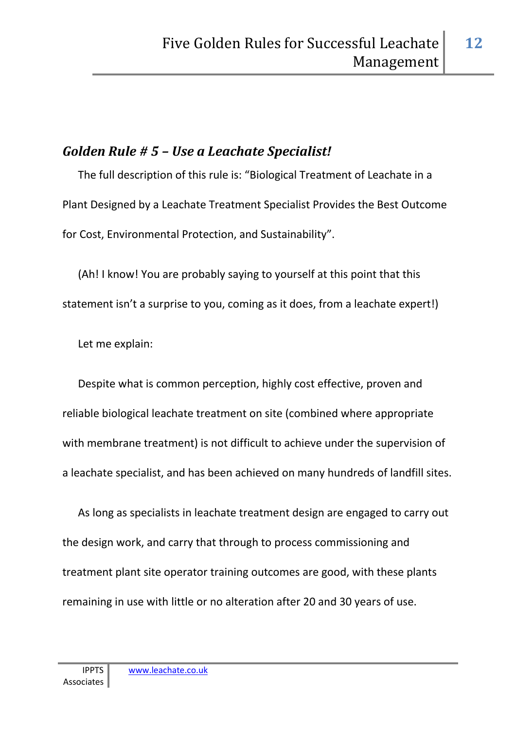## *Golden Rule # 5 – Use a Leachate Specialist!*

The full description of this rule is: "Biological Treatment of Leachate in a Plant Designed by a Leachate Treatment Specialist Provides the Best Outcome for Cost, Environmental Protection, and Sustainability".

(Ah! I know! You are probably saying to yourself at this point that this statement isn't a surprise to you, coming as it does, from a leachate expert!)

Let me explain:

Despite what is common perception, highly cost effective, proven and reliable biological leachate treatment on site (combined where appropriate with membrane treatment) is not difficult to achieve under the supervision of a leachate specialist, and has been achieved on many hundreds of landfill sites.

As long as specialists in leachate treatment design are engaged to carry out the design work, and carry that through to process commissioning and treatment plant site operator training outcomes are good, with these plants remaining in use with little or no alteration after 20 and 30 years of use.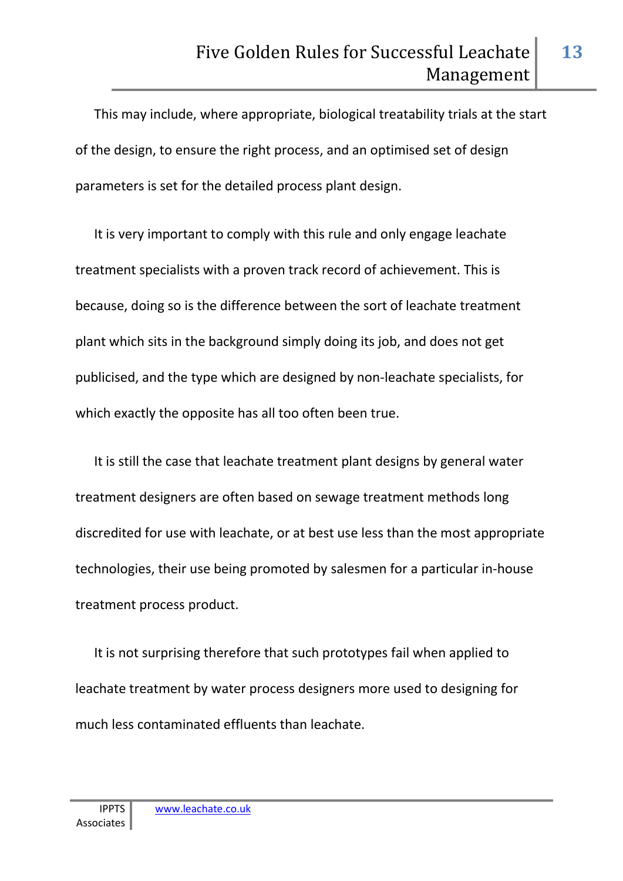This may include, where appropriate, biological treatability trials at the start of the design, to ensure the right process, and an optimised set of design parameters is set for the detailed process plant design.

It is very important to comply with this rule and only engage leachate treatment specialists with a proven track record of achievement. This is because, doing so is the difference between the sort of leachate treatment plant which sits in the background simply doing its job, and does not get publicised, and the type which are designed by non-leachate specialists, for which exactly the opposite has all too often been true.

It is still the case that leachate treatment plant designs by general water treatment designers are often based on sewage treatment methods long discredited for use with leachate, or at best use less than the most appropriate technologies, their use being promoted by salesmen for a particular in-house treatment process product.

It is not surprising therefore that such prototypes fail when applied to leachate treatment by water process designers more used to designing for much less contaminated effluents than leachate.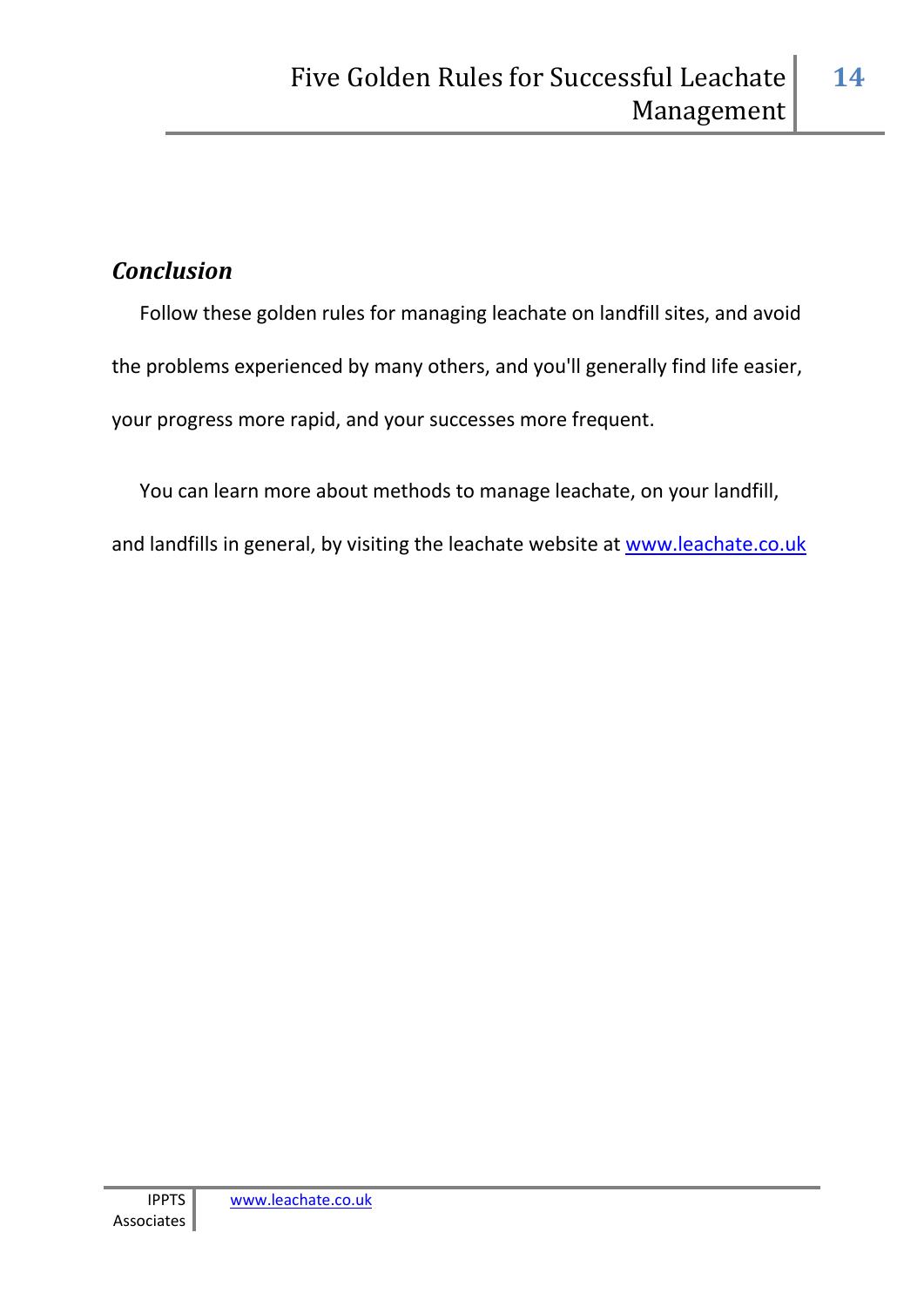## *Conclusion*

Follow these golden rules for managing leachate on landfill sites, and avoid the problems experienced by many others, and you'll generally find life easier, your progress more rapid, and your successes more frequent.

You can learn more about methods to manage leachate, on your landfill, and landfills in general, by visiting the leachate website at www.leachate.co.uk